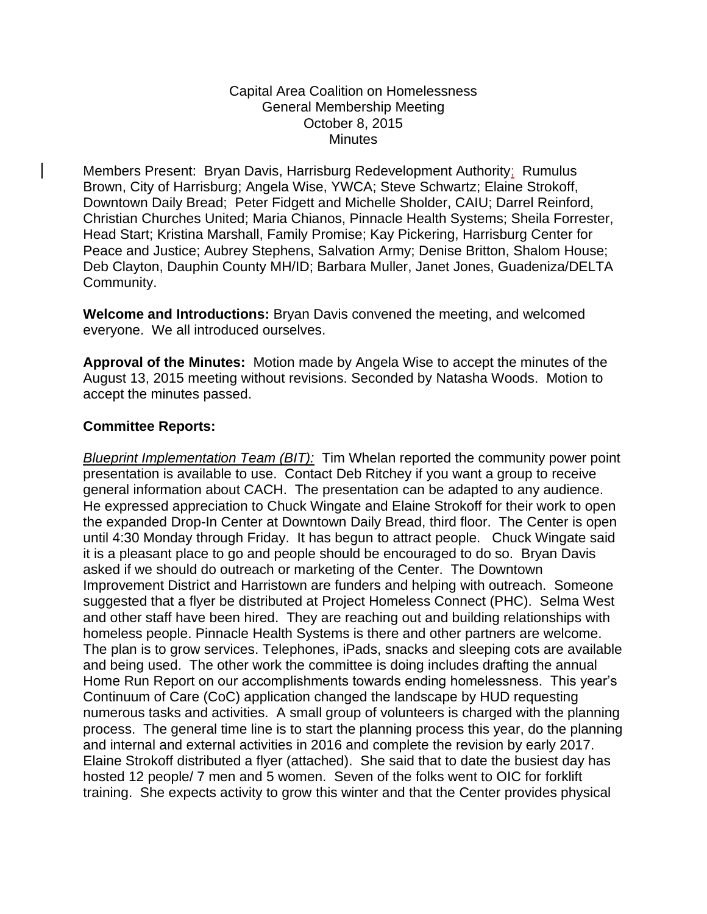Capital Area Coalition on Homelessness
General Membership Meeting
October 8, 2015
Minutes

Members Present: Bryan Davis, Harrisburg Redevelopment Authority; Rumulus Brown, City of Harrisburg; Angela Wise, YWCA; Steve Schwartz; Elaine Strokoff, Downtown Daily Bread; Peter Fidgett and Michelle Sholder, CAIU; Darrel Reinford, Christian Churches United; Maria Chianos, Pinnacle Health Systems; Sheila Forrester, Head Start; Kristina Marshall, Family Promise; Kay Pickering, Harrisburg Center for Peace and Justice; Aubrey Stephens, Salvation Army; Denise Britton, Shalom House; Deb Clayton, Dauphin County MH/ID; Barbara Muller, Janet Jones, Guadeniza/DELTA Community.

**Welcome and Introductions:** Bryan Davis convened the meeting, and welcomed everyone. We all introduced ourselves.

**Approval of the Minutes:** Motion made by Angela Wise to accept the minutes of the August 13, 2015 meeting without revisions. Seconded by Natasha Woods. Motion to accept the minutes passed.

**Committee Reports:**

*__Blueprint Implementation Team (BIT):__* Tim Whelan reported the community power point presentation is available to use. Contact Deb Ritchey if you want a group to receive general information about CACH. The presentation can be adapted to any audience. He expressed appreciation to Chuck Wingate and Elaine Strokoff for their work to open the expanded Drop-In Center at Downtown Daily Bread, third floor. The Center is open until 4:30 Monday through Friday. It has begun to attract people. Chuck Wingate said it is a pleasant place to go and people should be encouraged to do so. Bryan Davis asked if we should do outreach or marketing of the Center. The Downtown Improvement District and Harristown are funders and helping with outreach. Someone suggested that a flyer be distributed at Project Homeless Connect (PHC). Selma West and other staff have been hired. They are reaching out and building relationships with homeless people. Pinnacle Health Systems is there and other partners are welcome. The plan is to grow services. Telephones, iPads, snacks and sleeping cots are available and being used. The other work the committee is doing includes drafting the annual Home Run Report on our accomplishments towards ending homelessness. This year's Continuum of Care (CoC) application changed the landscape by HUD requesting numerous tasks and activities. A small group of volunteers is charged with the planning process. The general time line is to start the planning process this year, do the planning and internal and external activities in 2016 and complete the revision by early 2017. Elaine Strokoff distributed a flyer (attached). She said that to date the busiest day has hosted 12 people/ 7 men and 5 women. Seven of the folks went to OIC for forklift training. She expects activity to grow this winter and that the Center provides physical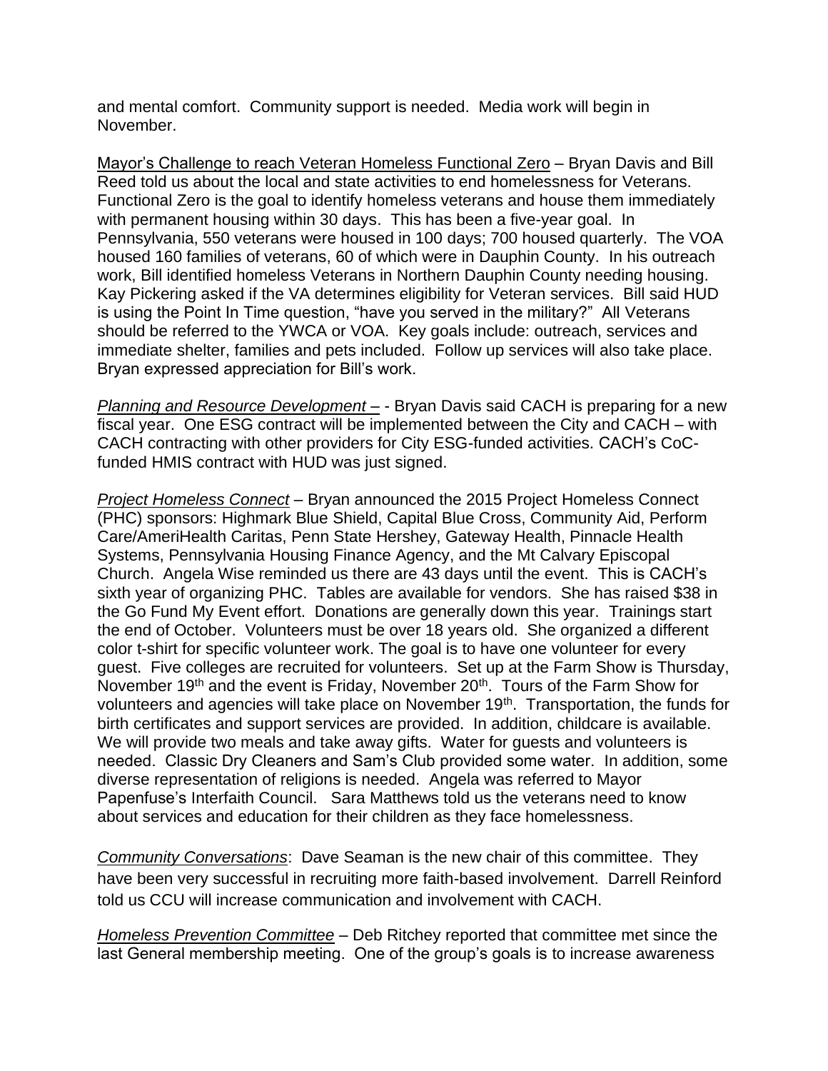and mental comfort. Community support is needed. Media work will begin in November.

<u>Mayor's Challenge to reach Veteran Homeless Functional Zero</u> – Bryan Davis and Bill Reed told us about the local and state activities to end homelessness for Veterans. Functional Zero is the goal to identify homeless veterans and house them immediately with permanent housing within 30 days. This has been a five-year goal. In Pennsylvania, 550 veterans were housed in 100 days; 700 housed quarterly. The VOA housed 160 families of veterans, 60 of which were in Dauphin County. In his outreach work, Bill identified homeless Veterans in Northern Dauphin County needing housing. Kay Pickering asked if the VA determines eligibility for Veteran services. Bill said HUD is using the Point In Time question, "have you served in the military?" All Veterans should be referred to the YWCA or VOA. Key goals include: outreach, services and immediate shelter, families and pets included. Follow up services will also take place. Bryan expressed appreciation for Bill's work.

<u>*Planning and Resource Development*</u> – - Bryan Davis said CACH is preparing for a new fiscal year. One ESG contract will be implemented between the City and CACH – with CACH contracting with other providers for City ESG-funded activities. CACH's CoC-funded HMIS contract with HUD was just signed.

<u>*Project Homeless Connect*</u> – Bryan announced the 2015 Project Homeless Connect (PHC) sponsors: Highmark Blue Shield, Capital Blue Cross, Community Aid, Perform Care/AmeriHealth Caritas, Penn State Hershey, Gateway Health, Pinnacle Health Systems, Pennsylvania Housing Finance Agency, and the Mt Calvary Episcopal Church. Angela Wise reminded us there are 43 days until the event. This is CACH's sixth year of organizing PHC. Tables are available for vendors. She has raised $38 in the Go Fund My Event effort. Donations are generally down this year. Trainings start the end of October. Volunteers must be over 18 years old. She organized a different color t-shirt for specific volunteer work. The goal is to have one volunteer for every guest. Five colleges are recruited for volunteers. Set up at the Farm Show is Thursday, November 19th and the event is Friday, November 20th. Tours of the Farm Show for volunteers and agencies will take place on November 19th. Transportation, the funds for birth certificates and support services are provided. In addition, childcare is available. We will provide two meals and take away gifts. Water for guests and volunteers is needed. Classic Dry Cleaners and Sam's Club provided some water. In addition, some diverse representation of religions is needed. Angela was referred to Mayor Papenfuse's Interfaith Council. Sara Matthews told us the veterans need to know about services and education for their children as they face homelessness.

<u>*Community Conversations*</u>: Dave Seaman is the new chair of this committee. They have been very successful in recruiting more faith-based involvement. Darrell Reinford told us CCU will increase communication and involvement with CACH.

<u>*Homeless Prevention Committee*</u> – Deb Ritchey reported that committee met since the last General membership meeting. One of the group's goals is to increase awareness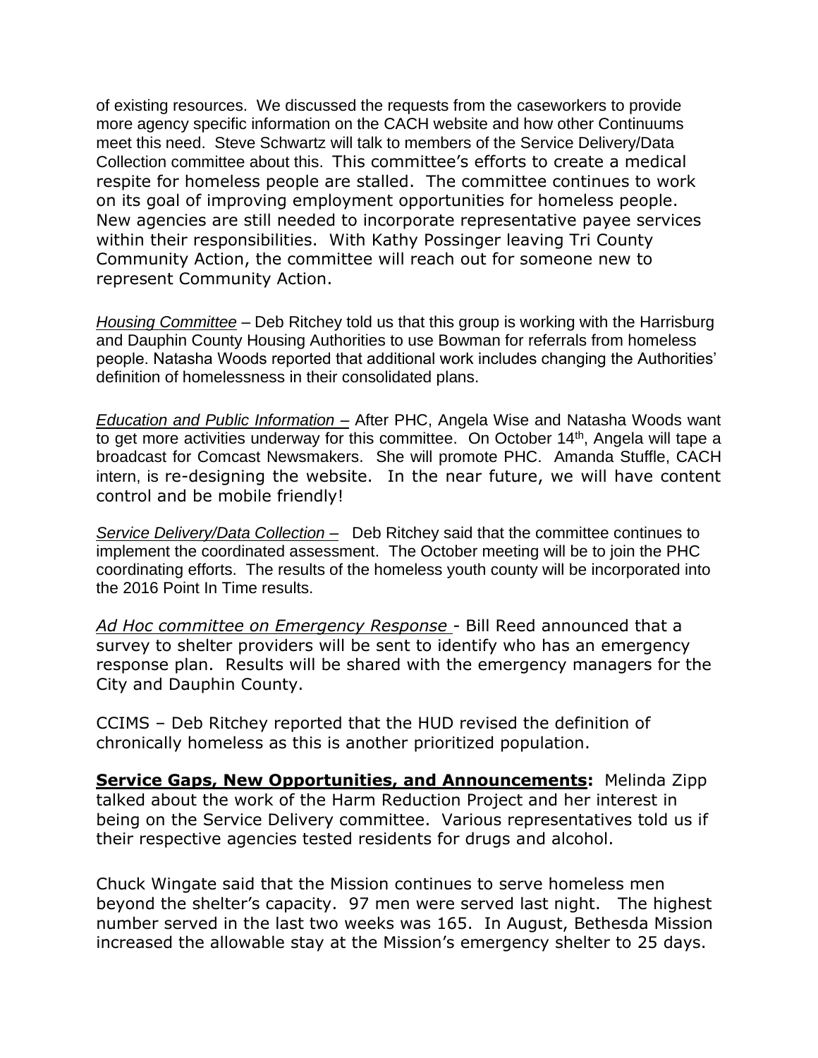of existing resources. We discussed the requests from the caseworkers to provide more agency specific information on the CACH website and how other Continuums meet this need. Steve Schwartz will talk to members of the Service Delivery/Data Collection committee about this. This committee's efforts to create a medical respite for homeless people are stalled. The committee continues to work on its goal of improving employment opportunities for homeless people. New agencies are still needed to incorporate representative payee services within their responsibilities. With Kathy Possinger leaving Tri County Community Action, the committee will reach out for someone new to represent Community Action.

*Housing Committee* – Deb Ritchey told us that this group is working with the Harrisburg and Dauphin County Housing Authorities to use Bowman for referrals from homeless people. Natasha Woods reported that additional work includes changing the Authorities' definition of homelessness in their consolidated plans.

*Education and Public Information* – After PHC, Angela Wise and Natasha Woods want to get more activities underway for this committee. On October 14th, Angela will tape a broadcast for Comcast Newsmakers. She will promote PHC. Amanda Stuffle, CACH intern, is re-designing the website. In the near future, we will have content control and be mobile friendly!

*Service Delivery/Data Collection* – Deb Ritchey said that the committee continues to implement the coordinated assessment. The October meeting will be to join the PHC coordinating efforts. The results of the homeless youth county will be incorporated into the 2016 Point In Time results.

*Ad Hoc committee on Emergency Response* - Bill Reed announced that a survey to shelter providers will be sent to identify who has an emergency response plan. Results will be shared with the emergency managers for the City and Dauphin County.

CCIMS – Deb Ritchey reported that the HUD revised the definition of chronically homeless as this is another prioritized population.

**Service Gaps, New Opportunities, and Announcements:** Melinda Zipp talked about the work of the Harm Reduction Project and her interest in being on the Service Delivery committee. Various representatives told us if their respective agencies tested residents for drugs and alcohol.

Chuck Wingate said that the Mission continues to serve homeless men beyond the shelter's capacity. 97 men were served last night. The highest number served in the last two weeks was 165. In August, Bethesda Mission increased the allowable stay at the Mission's emergency shelter to 25 days.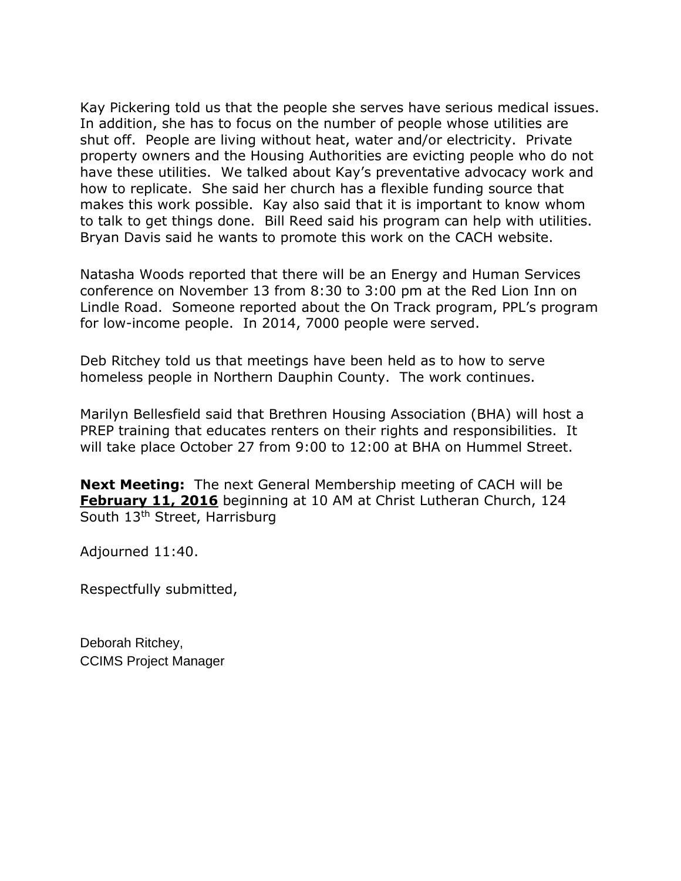Kay Pickering told us that the people she serves have serious medical issues. In addition, she has to focus on the number of people whose utilities are shut off. People are living without heat, water and/or electricity. Private property owners and the Housing Authorities are evicting people who do not have these utilities. We talked about Kay's preventative advocacy work and how to replicate. She said her church has a flexible funding source that makes this work possible. Kay also said that it is important to know whom to talk to get things done. Bill Reed said his program can help with utilities. Bryan Davis said he wants to promote this work on the CACH website.

Natasha Woods reported that there will be an Energy and Human Services conference on November 13 from 8:30 to 3:00 pm at the Red Lion Inn on Lindle Road. Someone reported about the On Track program, PPL's program for low-income people. In 2014, 7000 people were served.

Deb Ritchey told us that meetings have been held as to how to serve homeless people in Northern Dauphin County. The work continues.

Marilyn Bellesfield said that Brethren Housing Association (BHA) will host a PREP training that educates renters on their rights and responsibilities. It will take place October 27 from 9:00 to 12:00 at BHA on Hummel Street.

**Next Meeting:** The next General Membership meeting of CACH will be **February 11, 2016** beginning at 10 AM at Christ Lutheran Church, 124 South 13th Street, Harrisburg

Adjourned 11:40.

Respectfully submitted,

Deborah Ritchey,
CCIMS Project Manager